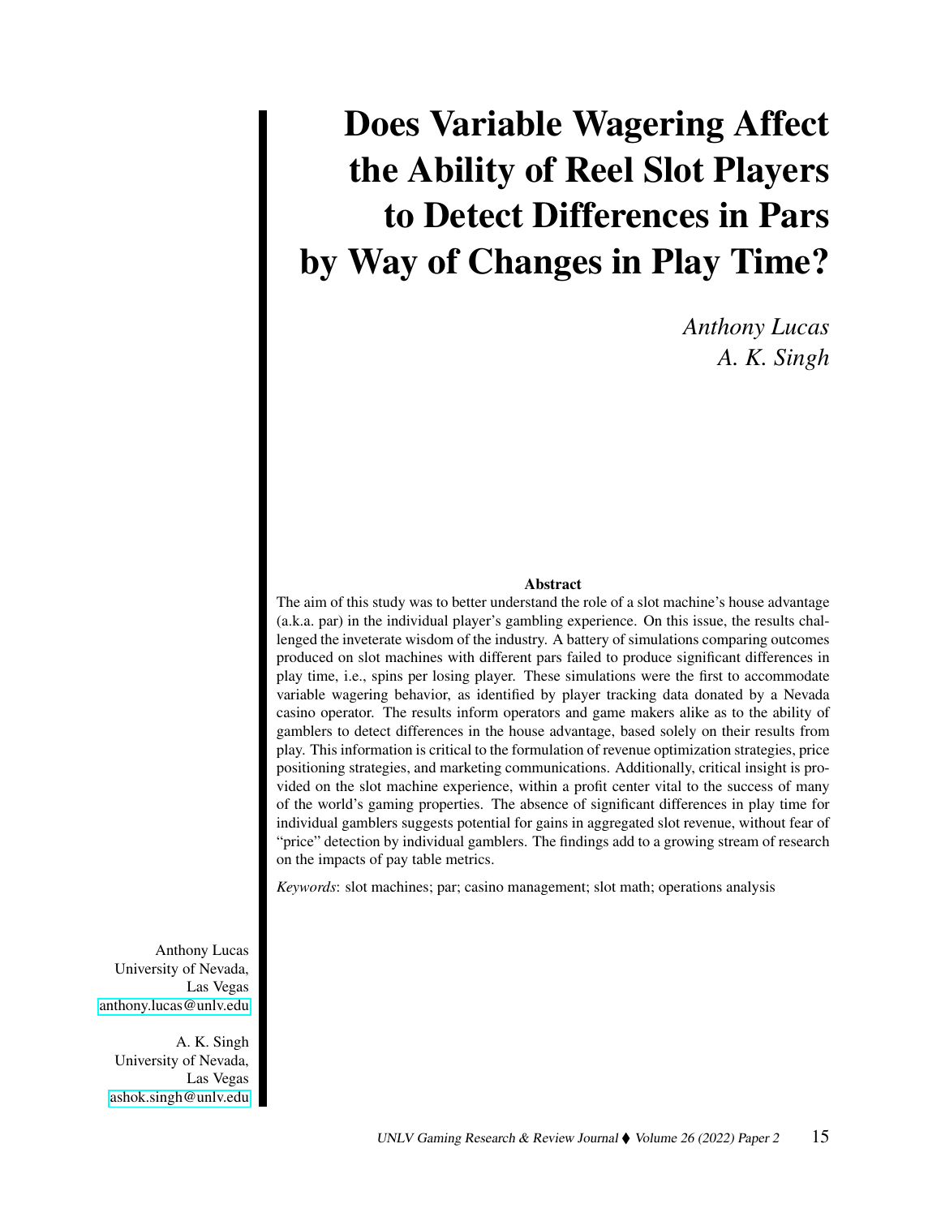# Does Variable Wagering Affect the Ability of Reel Slot Players to Detect Differences in Pars by Way of Changes in Play Time?

*Anthony Lucas*
*A. K. Singh*

### Abstract

The aim of this study was to better understand the role of a slot machine's house advantage (a.k.a. par) in the individual player's gambling experience. On this issue, the results challenged the inveterate wisdom of the industry. A battery of simulations comparing outcomes produced on slot machines with different pars failed to produce significant differences in play time, i.e., spins per losing player. These simulations were the first to accommodate variable wagering behavior, as identified by player tracking data donated by a Nevada casino operator. The results inform operators and game makers alike as to the ability of gamblers to detect differences in the house advantage, based solely on their results from play. This information is critical to the formulation of revenue optimization strategies, price positioning strategies, and marketing communications. Additionally, critical insight is provided on the slot machine experience, within a profit center vital to the success of many of the world's gaming properties. The absence of significant differences in play time for individual gamblers suggests potential for gains in aggregated slot revenue, without fear of "price" detection by individual gamblers. The findings add to a growing stream of research on the impacts of pay table metrics.

*Keywords*: slot machines; par; casino management; slot math; operations analysis

Anthony Lucas
University of Nevada, Las Vegas
anthony.lucas@unlv.edu

A. K. Singh
University of Nevada, Las Vegas
ashok.singh@unlv.edu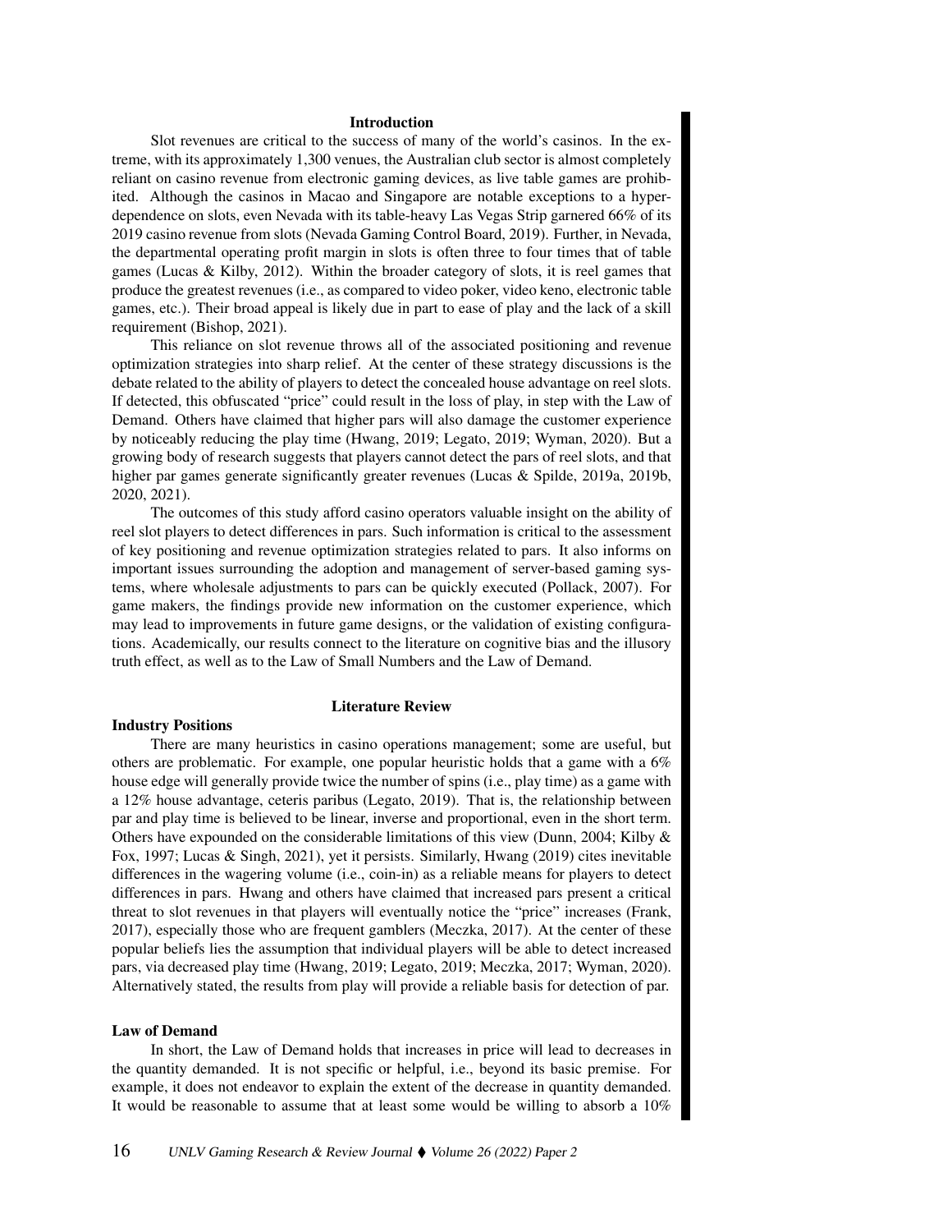## Introduction

Slot revenues are critical to the success of many of the world's casinos. In the extreme, with its approximately 1,300 venues, the Australian club sector is almost completely reliant on casino revenue from electronic gaming devices, as live table games are prohibited. Although the casinos in Macao and Singapore are notable exceptions to a hyper-dependence on slots, even Nevada with its table-heavy Las Vegas Strip garnered 66% of its 2019 casino revenue from slots (Nevada Gaming Control Board, 2019). Further, in Nevada, the departmental operating profit margin in slots is often three to four times that of table games (Lucas & Kilby, 2012). Within the broader category of slots, it is reel games that produce the greatest revenues (i.e., as compared to video poker, video keno, electronic table games, etc.). Their broad appeal is likely due in part to ease of play and the lack of a skill requirement (Bishop, 2021).

This reliance on slot revenue throws all of the associated positioning and revenue optimization strategies into sharp relief. At the center of these strategy discussions is the debate related to the ability of players to detect the concealed house advantage on reel slots. If detected, this obfuscated "price" could result in the loss of play, in step with the Law of Demand. Others have claimed that higher pars will also damage the customer experience by noticeably reducing the play time (Hwang, 2019; Legato, 2019; Wyman, 2020). But a growing body of research suggests that players cannot detect the pars of reel slots, and that higher par games generate significantly greater revenues (Lucas & Spilde, 2019a, 2019b, 2020, 2021).

The outcomes of this study afford casino operators valuable insight on the ability of reel slot players to detect differences in pars. Such information is critical to the assessment of key positioning and revenue optimization strategies related to pars. It also informs on important issues surrounding the adoption and management of server-based gaming systems, where wholesale adjustments to pars can be quickly executed (Pollack, 2007). For game makers, the findings provide new information on the customer experience, which may lead to improvements in future game designs, or the validation of existing configurations. Academically, our results connect to the literature on cognitive bias and the illusory truth effect, as well as to the Law of Small Numbers and the Law of Demand.

## Literature Review

### Industry Positions

There are many heuristics in casino operations management; some are useful, but others are problematic. For example, one popular heuristic holds that a game with a 6% house edge will generally provide twice the number of spins (i.e., play time) as a game with a 12% house advantage, ceteris paribus (Legato, 2019). That is, the relationship between par and play time is believed to be linear, inverse and proportional, even in the short term. Others have expounded on the considerable limitations of this view (Dunn, 2004; Kilby & Fox, 1997; Lucas & Singh, 2021), yet it persists. Similarly, Hwang (2019) cites inevitable differences in the wagering volume (i.e., coin-in) as a reliable means for players to detect differences in pars. Hwang and others have claimed that increased pars present a critical threat to slot revenues in that players will eventually notice the "price" increases (Frank, 2017), especially those who are frequent gamblers (Meczka, 2017). At the center of these popular beliefs lies the assumption that individual players will be able to detect increased pars, via decreased play time (Hwang, 2019; Legato, 2019; Meczka, 2017; Wyman, 2020). Alternatively stated, the results from play will provide a reliable basis for detection of par.

### Law of Demand

In short, the Law of Demand holds that increases in price will lead to decreases in the quantity demanded. It is not specific or helpful, i.e., beyond its basic premise. For example, it does not endeavor to explain the extent of the decrease in quantity demanded. It would be reasonable to assume that at least some would be willing to absorb a 10%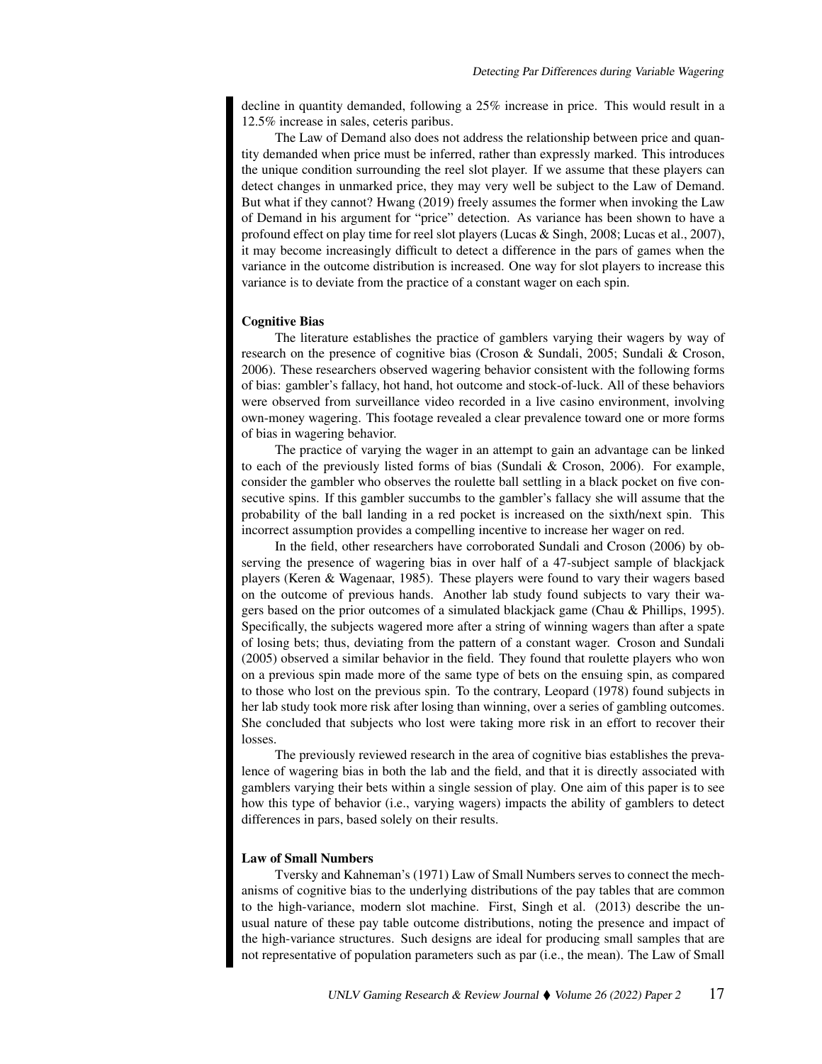decline in quantity demanded, following a 25% increase in price. This would result in a 12.5% increase in sales, ceteris paribus.

The Law of Demand also does not address the relationship between price and quantity demanded when price must be inferred, rather than expressly marked. This introduces the unique condition surrounding the reel slot player. If we assume that these players can detect changes in unmarked price, they may very well be subject to the Law of Demand. But what if they cannot? Hwang (2019) freely assumes the former when invoking the Law of Demand in his argument for "price" detection. As variance has been shown to have a profound effect on play time for reel slot players (Lucas & Singh, 2008; Lucas et al., 2007), it may become increasingly difficult to detect a difference in the pars of games when the variance in the outcome distribution is increased. One way for slot players to increase this variance is to deviate from the practice of a constant wager on each spin.

### Cognitive Bias

The literature establishes the practice of gamblers varying their wagers by way of research on the presence of cognitive bias (Croson & Sundali, 2005; Sundali & Croson, 2006). These researchers observed wagering behavior consistent with the following forms of bias: gambler's fallacy, hot hand, hot outcome and stock-of-luck. All of these behaviors were observed from surveillance video recorded in a live casino environment, involving own-money wagering. This footage revealed a clear prevalence toward one or more forms of bias in wagering behavior.

The practice of varying the wager in an attempt to gain an advantage can be linked to each of the previously listed forms of bias (Sundali & Croson, 2006). For example, consider the gambler who observes the roulette ball settling in a black pocket on five consecutive spins. If this gambler succumbs to the gambler's fallacy she will assume that the probability of the ball landing in a red pocket is increased on the sixth/next spin. This incorrect assumption provides a compelling incentive to increase her wager on red.

In the field, other researchers have corroborated Sundali and Croson (2006) by observing the presence of wagering bias in over half of a 47-subject sample of blackjack players (Keren & Wagenaar, 1985). These players were found to vary their wagers based on the outcome of previous hands. Another lab study found subjects to vary their wagers based on the prior outcomes of a simulated blackjack game (Chau & Phillips, 1995). Specifically, the subjects wagered more after a string of winning wagers than after a spate of losing bets; thus, deviating from the pattern of a constant wager. Croson and Sundali (2005) observed a similar behavior in the field. They found that roulette players who won on a previous spin made more of the same type of bets on the ensuing spin, as compared to those who lost on the previous spin. To the contrary, Leopard (1978) found subjects in her lab study took more risk after losing than winning, over a series of gambling outcomes. She concluded that subjects who lost were taking more risk in an effort to recover their losses.

The previously reviewed research in the area of cognitive bias establishes the prevalence of wagering bias in both the lab and the field, and that it is directly associated with gamblers varying their bets within a single session of play. One aim of this paper is to see how this type of behavior (i.e., varying wagers) impacts the ability of gamblers to detect differences in pars, based solely on their results.

### Law of Small Numbers

Tversky and Kahneman's (1971) Law of Small Numbers serves to connect the mechanisms of cognitive bias to the underlying distributions of the pay tables that are common to the high-variance, modern slot machine. First, Singh et al. (2013) describe the unusual nature of these pay table outcome distributions, noting the presence and impact of the high-variance structures. Such designs are ideal for producing small samples that are not representative of population parameters such as par (i.e., the mean). The Law of Small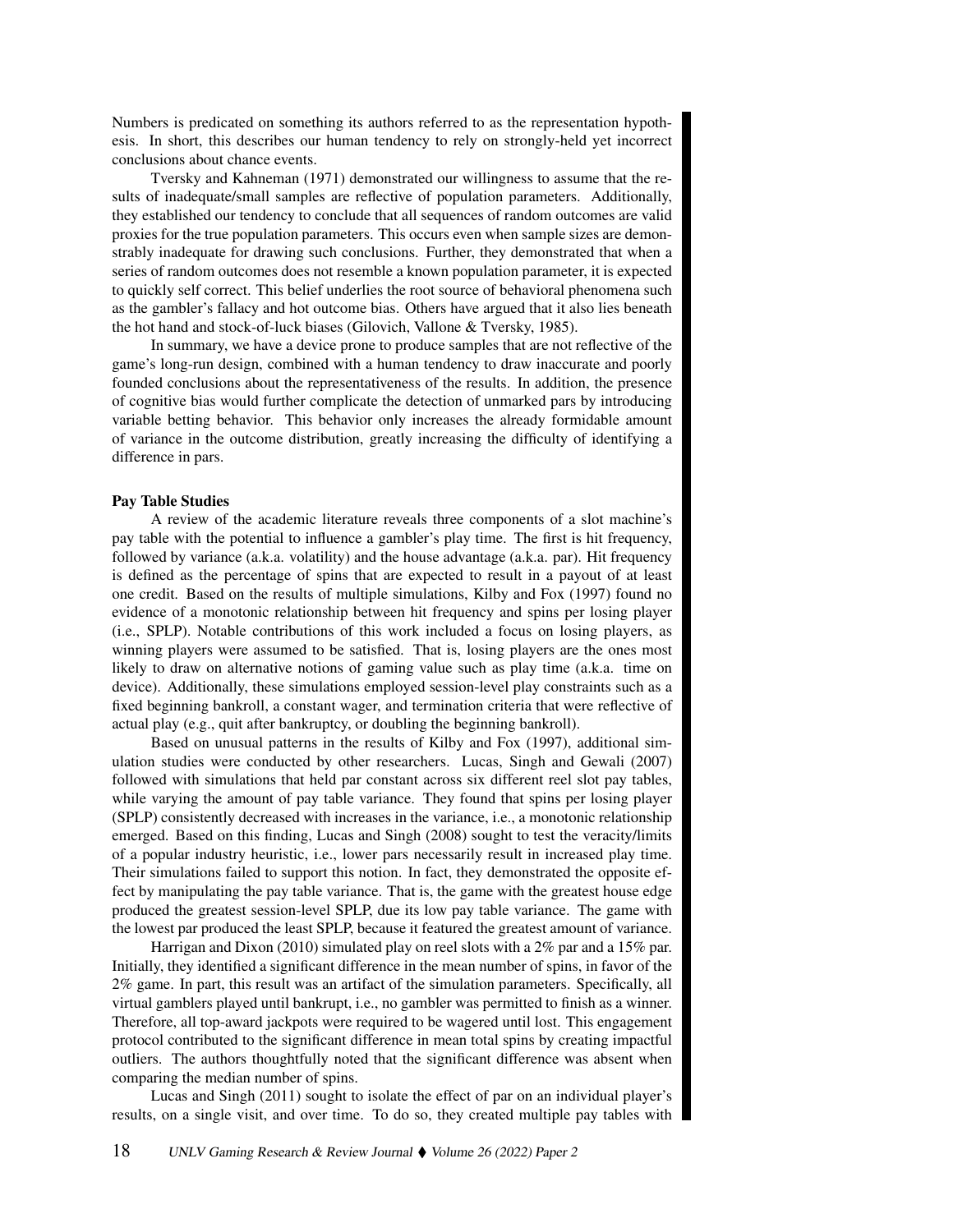Numbers is predicated on something its authors referred to as the representation hypothesis. In short, this describes our human tendency to rely on strongly-held yet incorrect conclusions about chance events.

Tversky and Kahneman (1971) demonstrated our willingness to assume that the results of inadequate/small samples are reflective of population parameters. Additionally, they established our tendency to conclude that all sequences of random outcomes are valid proxies for the true population parameters. This occurs even when sample sizes are demonstrably inadequate for drawing such conclusions. Further, they demonstrated that when a series of random outcomes does not resemble a known population parameter, it is expected to quickly self correct. This belief underlies the root source of behavioral phenomena such as the gambler's fallacy and hot outcome bias. Others have argued that it also lies beneath the hot hand and stock-of-luck biases (Gilovich, Vallone & Tversky, 1985).

In summary, we have a device prone to produce samples that are not reflective of the game's long-run design, combined with a human tendency to draw inaccurate and poorly founded conclusions about the representativeness of the results. In addition, the presence of cognitive bias would further complicate the detection of unmarked pars by introducing variable betting behavior. This behavior only increases the already formidable amount of variance in the outcome distribution, greatly increasing the difficulty of identifying a difference in pars.

**Pay Table Studies**

A review of the academic literature reveals three components of a slot machine's pay table with the potential to influence a gambler's play time. The first is hit frequency, followed by variance (a.k.a. volatility) and the house advantage (a.k.a. par). Hit frequency is defined as the percentage of spins that are expected to result in a payout of at least one credit. Based on the results of multiple simulations, Kilby and Fox (1997) found no evidence of a monotonic relationship between hit frequency and spins per losing player (i.e., SPLP). Notable contributions of this work included a focus on losing players, as winning players were assumed to be satisfied. That is, losing players are the ones most likely to draw on alternative notions of gaming value such as play time (a.k.a. time on device). Additionally, these simulations employed session-level play constraints such as a fixed beginning bankroll, a constant wager, and termination criteria that were reflective of actual play (e.g., quit after bankruptcy, or doubling the beginning bankroll).

Based on unusual patterns in the results of Kilby and Fox (1997), additional simulation studies were conducted by other researchers. Lucas, Singh and Gewali (2007) followed with simulations that held par constant across six different reel slot pay tables, while varying the amount of pay table variance. They found that spins per losing player (SPLP) consistently decreased with increases in the variance, i.e., a monotonic relationship emerged. Based on this finding, Lucas and Singh (2008) sought to test the veracity/limits of a popular industry heuristic, i.e., lower pars necessarily result in increased play time. Their simulations failed to support this notion. In fact, they demonstrated the opposite effect by manipulating the pay table variance. That is, the game with the greatest house edge produced the greatest session-level SPLP, due its low pay table variance. The game with the lowest par produced the least SPLP, because it featured the greatest amount of variance.

Harrigan and Dixon (2010) simulated play on reel slots with a 2% par and a 15% par. Initially, they identified a significant difference in the mean number of spins, in favor of the 2% game. In part, this result was an artifact of the simulation parameters. Specifically, all virtual gamblers played until bankrupt, i.e., no gambler was permitted to finish as a winner. Therefore, all top-award jackpots were required to be wagered until lost. This engagement protocol contributed to the significant difference in mean total spins by creating impactful outliers. The authors thoughtfully noted that the significant difference was absent when comparing the median number of spins.

Lucas and Singh (2011) sought to isolate the effect of par on an individual player's results, on a single visit, and over time. To do so, they created multiple pay tables with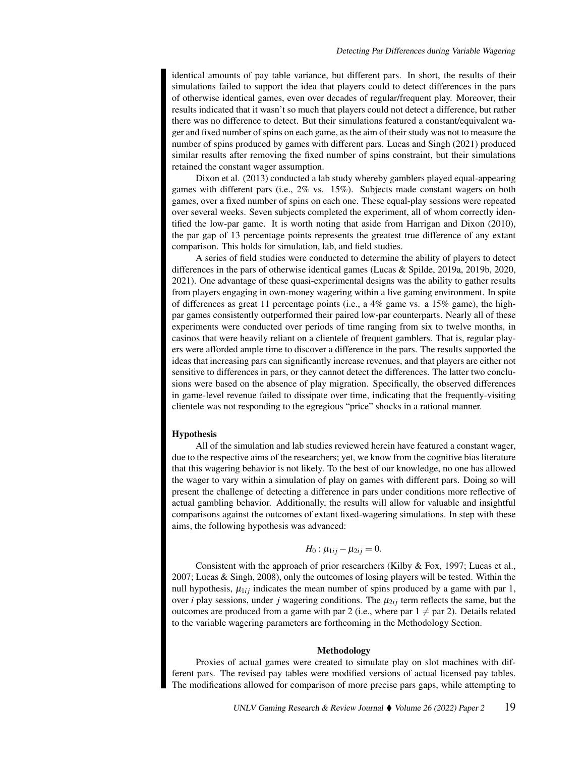identical amounts of pay table variance, but different pars. In short, the results of their simulations failed to support the idea that players could to detect differences in the pars of otherwise identical games, even over decades of regular/frequent play. Moreover, their results indicated that it wasn't so much that players could not detect a difference, but rather there was no difference to detect. But their simulations featured a constant/equivalent wager and fixed number of spins on each game, as the aim of their study was not to measure the number of spins produced by games with different pars. Lucas and Singh (2021) produced similar results after removing the fixed number of spins constraint, but their simulations retained the constant wager assumption.

Dixon et al. (2013) conducted a lab study whereby gamblers played equal-appearing games with different pars (i.e., 2% vs. 15%). Subjects made constant wagers on both games, over a fixed number of spins on each one. These equal-play sessions were repeated over several weeks. Seven subjects completed the experiment, all of whom correctly identified the low-par game. It is worth noting that aside from Harrigan and Dixon (2010), the par gap of 13 percentage points represents the greatest true difference of any extant comparison. This holds for simulation, lab, and field studies.

A series of field studies were conducted to determine the ability of players to detect differences in the pars of otherwise identical games (Lucas & Spilde, 2019a, 2019b, 2020, 2021). One advantage of these quasi-experimental designs was the ability to gather results from players engaging in own-money wagering within a live gaming environment. In spite of differences as great 11 percentage points (i.e., a 4% game vs. a 15% game), the high-par games consistently outperformed their paired low-par counterparts. Nearly all of these experiments were conducted over periods of time ranging from six to twelve months, in casinos that were heavily reliant on a clientele of frequent gamblers. That is, regular players were afforded ample time to discover a difference in the pars. The results supported the ideas that increasing pars can significantly increase revenues, and that players are either not sensitive to differences in pars, or they cannot detect the differences. The latter two conclusions were based on the absence of play migration. Specifically, the observed differences in game-level revenue failed to dissipate over time, indicating that the frequently-visiting clientele was not responding to the egregious "price" shocks in a rational manner.

### Hypothesis

All of the simulation and lab studies reviewed herein have featured a constant wager, due to the respective aims of the researchers; yet, we know from the cognitive bias literature that this wagering behavior is not likely. To the best of our knowledge, no one has allowed the wager to vary within a simulation of play on games with different pars. Doing so will present the challenge of detecting a difference in pars under conditions more reflective of actual gambling behavior. Additionally, the results will allow for valuable and insightful comparisons against the outcomes of extant fixed-wagering simulations. In step with these aims, the following hypothesis was advanced:

$$H_0 : \mu_{1ij} - \mu_{2ij} = 0.$$

Consistent with the approach of prior researchers (Kilby & Fox, 1997; Lucas et al., 2007; Lucas & Singh, 2008), only the outcomes of losing players will be tested. Within the null hypothesis, $\mu_{1ij}$ indicates the mean number of spins produced by a game with par 1, over $i$ play sessions, under $j$ wagering conditions. The $\mu_{2ij}$ term reflects the same, but the outcomes are produced from a game with par 2 (i.e., where par 1 $\neq$ par 2). Details related to the variable wagering parameters are forthcoming in the Methodology Section.

## Methodology

Proxies of actual games were created to simulate play on slot machines with different pars. The revised pay tables were modified versions of actual licensed pay tables. The modifications allowed for comparison of more precise pars gaps, while attempting to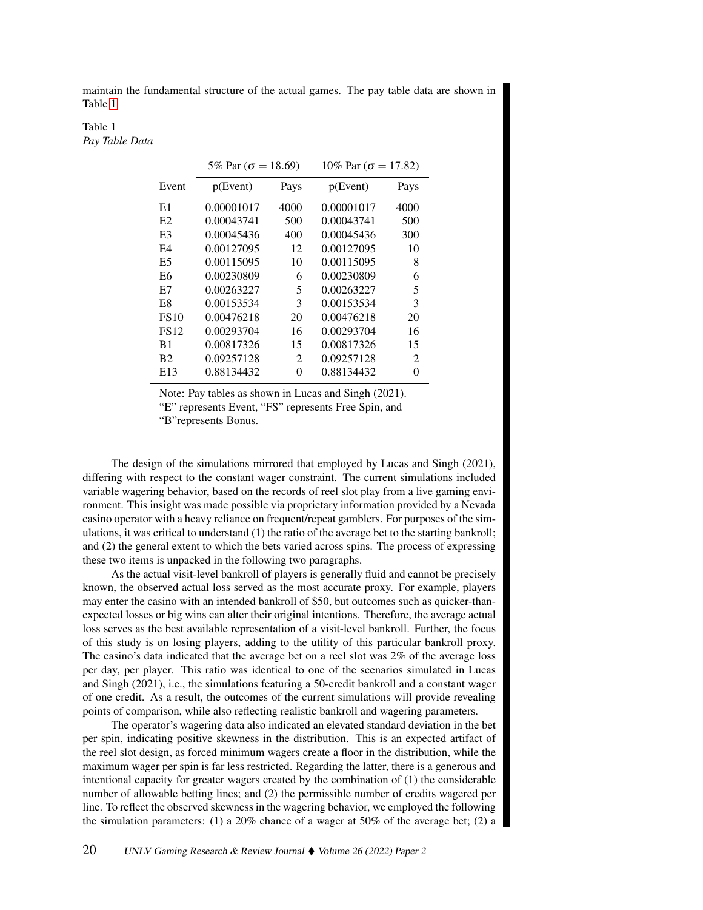maintain the fundamental structure of the actual games. The pay table data are shown in Table 1.

Table 1
*Pay Table Data*

| | 5% Par ($\sigma = 18.69$) | | 10% Par ($\sigma = 17.82$) | |
|---|---|---|---|---|
| Event | p(Event) | Pays | p(Event) | Pays |
| E1 | 0.00001017 | 4000 | 0.00001017 | 4000 |
| E2 | 0.00043741 | 500 | 0.00043741 | 500 |
| E3 | 0.00045436 | 400 | 0.00045436 | 300 |
| E4 | 0.00127095 | 12 | 0.00127095 | 10 |
| E5 | 0.00115095 | 10 | 0.00115095 | 8 |
| E6 | 0.00230809 | 6 | 0.00230809 | 6 |
| E7 | 0.00263227 | 5 | 0.00263227 | 5 |
| E8 | 0.00153534 | 3 | 0.00153534 | 3 |
| FS10 | 0.00476218 | 20 | 0.00476218 | 20 |
| FS12 | 0.00293704 | 16 | 0.00293704 | 16 |
| B1 | 0.00817326 | 15 | 0.00817326 | 15 |
| B2 | 0.09257128 | 2 | 0.09257128 | 2 |
| E13 | 0.88134432 | 0 | 0.88134432 | 0 |

Note: Pay tables as shown in Lucas and Singh (2021). "E" represents Event, "FS" represents Free Spin, and "B"represents Bonus.

The design of the simulations mirrored that employed by Lucas and Singh (2021), differing with respect to the constant wager constraint. The current simulations included variable wagering behavior, based on the records of reel slot play from a live gaming environment. This insight was made possible via proprietary information provided by a Nevada casino operator with a heavy reliance on frequent/repeat gamblers. For purposes of the simulations, it was critical to understand (1) the ratio of the average bet to the starting bankroll; and (2) the general extent to which the bets varied across spins. The process of expressing these two items is unpacked in the following two paragraphs.

As the actual visit-level bankroll of players is generally fluid and cannot be precisely known, the observed actual loss served as the most accurate proxy. For example, players may enter the casino with an intended bankroll of $50, but outcomes such as quicker-than-expected losses or big wins can alter their original intentions. Therefore, the average actual loss serves as the best available representation of a visit-level bankroll. Further, the focus of this study is on losing players, adding to the utility of this particular bankroll proxy. The casino's data indicated that the average bet on a reel slot was 2% of the average loss per day, per player. This ratio was identical to one of the scenarios simulated in Lucas and Singh (2021), i.e., the simulations featuring a 50-credit bankroll and a constant wager of one credit. As a result, the outcomes of the current simulations will provide revealing points of comparison, while also reflecting realistic bankroll and wagering parameters.

The operator's wagering data also indicated an elevated standard deviation in the bet per spin, indicating positive skewness in the distribution. This is an expected artifact of the reel slot design, as forced minimum wagers create a floor in the distribution, while the maximum wager per spin is far less restricted. Regarding the latter, there is a generous and intentional capacity for greater wagers created by the combination of (1) the considerable number of allowable betting lines; and (2) the permissible number of credits wagered per line. To reflect the observed skewness in the wagering behavior, we employed the following the simulation parameters: (1) a 20% chance of a wager at 50% of the average bet; (2) a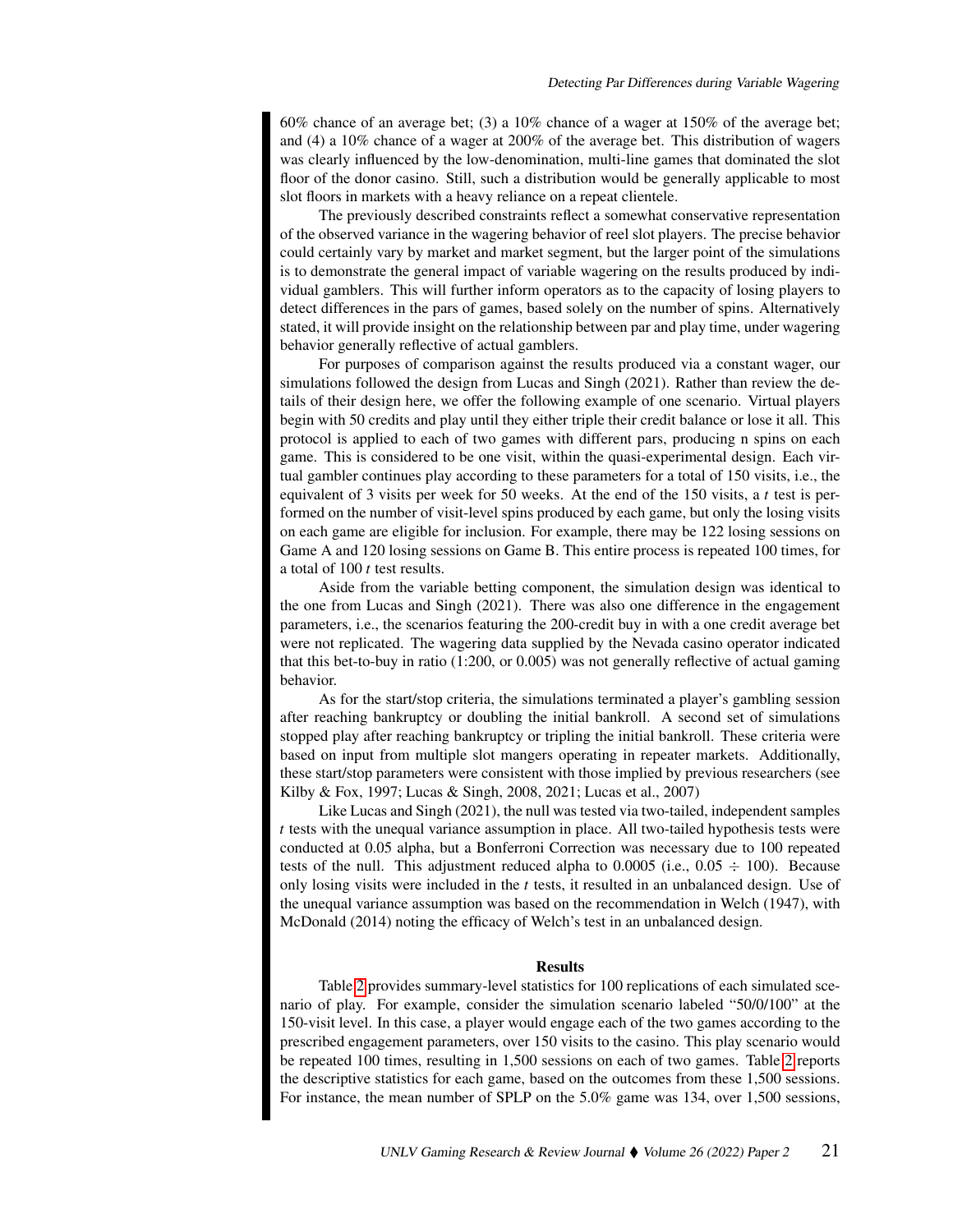60% chance of an average bet; (3) a 10% chance of a wager at 150% of the average bet; and (4) a 10% chance of a wager at 200% of the average bet. This distribution of wagers was clearly influenced by the low-denomination, multi-line games that dominated the slot floor of the donor casino. Still, such a distribution would be generally applicable to most slot floors in markets with a heavy reliance on a repeat clientele.

The previously described constraints reflect a somewhat conservative representation of the observed variance in the wagering behavior of reel slot players. The precise behavior could certainly vary by market and market segment, but the larger point of the simulations is to demonstrate the general impact of variable wagering on the results produced by individual gamblers. This will further inform operators as to the capacity of losing players to detect differences in the pars of games, based solely on the number of spins. Alternatively stated, it will provide insight on the relationship between par and play time, under wagering behavior generally reflective of actual gamblers.

For purposes of comparison against the results produced via a constant wager, our simulations followed the design from Lucas and Singh (2021). Rather than review the details of their design here, we offer the following example of one scenario. Virtual players begin with 50 credits and play until they either triple their credit balance or lose it all. This protocol is applied to each of two games with different pars, producing n spins on each game. This is considered to be one visit, within the quasi-experimental design. Each virtual gambler continues play according to these parameters for a total of 150 visits, i.e., the equivalent of 3 visits per week for 50 weeks. At the end of the 150 visits, a *t* test is performed on the number of visit-level spins produced by each game, but only the losing visits on each game are eligible for inclusion. For example, there may be 122 losing sessions on Game A and 120 losing sessions on Game B. This entire process is repeated 100 times, for a total of 100 *t* test results.

Aside from the variable betting component, the simulation design was identical to the one from Lucas and Singh (2021). There was also one difference in the engagement parameters, i.e., the scenarios featuring the 200-credit buy in with a one credit average bet were not replicated. The wagering data supplied by the Nevada casino operator indicated that this bet-to-buy in ratio (1:200, or 0.005) was not generally reflective of actual gaming behavior.

As for the start/stop criteria, the simulations terminated a player's gambling session after reaching bankruptcy or doubling the initial bankroll. A second set of simulations stopped play after reaching bankruptcy or tripling the initial bankroll. These criteria were based on input from multiple slot mangers operating in repeater markets. Additionally, these start/stop parameters were consistent with those implied by previous researchers (see Kilby & Fox, 1997; Lucas & Singh, 2008, 2021; Lucas et al., 2007)

Like Lucas and Singh (2021), the null was tested via two-tailed, independent samples *t* tests with the unequal variance assumption in place. All two-tailed hypothesis tests were conducted at 0.05 alpha, but a Bonferroni Correction was necessary due to 100 repeated tests of the null. This adjustment reduced alpha to 0.0005 (i.e., 0.05 ÷ 100). Because only losing visits were included in the *t* tests, it resulted in an unbalanced design. Use of the unequal variance assumption was based on the recommendation in Welch (1947), with McDonald (2014) noting the efficacy of Welch's test in an unbalanced design.

## Results

Table 2 provides summary-level statistics for 100 replications of each simulated scenario of play. For example, consider the simulation scenario labeled "50/0/100" at the 150-visit level. In this case, a player would engage each of the two games according to the prescribed engagement parameters, over 150 visits to the casino. This play scenario would be repeated 100 times, resulting in 1,500 sessions on each of two games. Table 2 reports the descriptive statistics for each game, based on the outcomes from these 1,500 sessions. For instance, the mean number of SPLP on the 5.0% game was 134, over 1,500 sessions,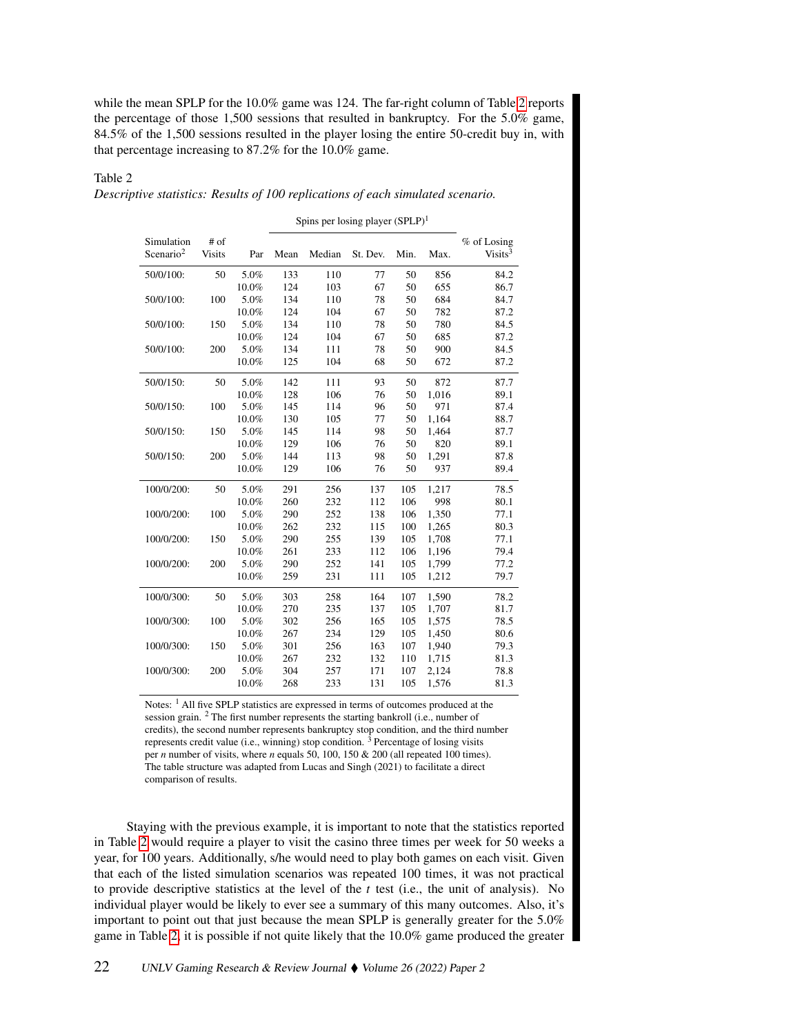while the mean SPLP for the 10.0% game was 124. The far-right column of Table 2 reports the percentage of those 1,500 sessions that resulted in bankruptcy. For the 5.0% game, 84.5% of the 1,500 sessions resulted in the player losing the entire 50-credit buy in, with that percentage increasing to 87.2% for the 10.0% game.

Table 2
*Descriptive statistics: Results of 100 replications of each simulated scenario.*

| | | | Spins per losing player (SPLP)[1] | | | | | | |
|---|---|---|---|---|---|---|---|---|
| Simulation Scenario[2] | # of Visits | Par | Mean | Median | St. Dev. | Min. | Max. | % of Losing Visits[3] |
| 50/0/100: | 50 | 5.0% | 133 | 110 | 77 | 50 | 856 | 84.2 |
| | | 10.0% | 124 | 103 | 67 | 50 | 655 | 86.7 |
| 50/0/100: | 100 | 5.0% | 134 | 110 | 78 | 50 | 684 | 84.7 |
| | | 10.0% | 124 | 104 | 67 | 50 | 782 | 87.2 |
| 50/0/100: | 150 | 5.0% | 134 | 110 | 78 | 50 | 780 | 84.5 |
| | | 10.0% | 124 | 104 | 67 | 50 | 685 | 87.2 |
| 50/0/100: | 200 | 5.0% | 134 | 111 | 78 | 50 | 900 | 84.5 |
| | | 10.0% | 125 | 104 | 68 | 50 | 672 | 87.2 |
| 50/0/150: | 50 | 5.0% | 142 | 111 | 93 | 50 | 872 | 87.7 |
| | | 10.0% | 128 | 106 | 76 | 50 | 1,016 | 89.1 |
| 50/0/150: | 100 | 5.0% | 145 | 114 | 96 | 50 | 971 | 87.4 |
| | | 10.0% | 130 | 105 | 77 | 50 | 1,164 | 88.7 |
| 50/0/150: | 150 | 5.0% | 145 | 114 | 98 | 50 | 1,464 | 87.7 |
| | | 10.0% | 129 | 106 | 76 | 50 | 820 | 89.1 |
| 50/0/150: | 200 | 5.0% | 144 | 113 | 98 | 50 | 1,291 | 87.8 |
| | | 10.0% | 129 | 106 | 76 | 50 | 937 | 89.4 |
| 100/0/200: | 50 | 5.0% | 291 | 256 | 137 | 105 | 1,217 | 78.5 |
| | | 10.0% | 260 | 232 | 112 | 106 | 998 | 80.1 |
| 100/0/200: | 100 | 5.0% | 290 | 252 | 138 | 106 | 1,350 | 77.1 |
| | | 10.0% | 262 | 232 | 115 | 100 | 1,265 | 80.3 |
| 100/0/200: | 150 | 5.0% | 290 | 255 | 139 | 105 | 1,708 | 77.1 |
| | | 10.0% | 261 | 233 | 112 | 106 | 1,196 | 79.4 |
| 100/0/200: | 200 | 5.0% | 290 | 252 | 141 | 105 | 1,799 | 77.2 |
| | | 10.0% | 259 | 231 | 111 | 105 | 1,212 | 79.7 |
| 100/0/300: | 50 | 5.0% | 303 | 258 | 164 | 107 | 1,590 | 78.2 |
| | | 10.0% | 270 | 235 | 137 | 105 | 1,707 | 81.7 |
| 100/0/300: | 100 | 5.0% | 302 | 256 | 165 | 105 | 1,575 | 78.5 |
| | | 10.0% | 267 | 234 | 129 | 105 | 1,450 | 80.6 |
| 100/0/300: | 150 | 5.0% | 301 | 256 | 163 | 107 | 1,940 | 79.3 |
| | | 10.0% | 267 | 232 | 132 | 110 | 1,715 | 81.3 |
| 100/0/300: | 200 | 5.0% | 304 | 257 | 171 | 107 | 2,124 | 78.8 |
| | | 10.0% | 268 | 233 | 131 | 105 | 1,576 | 81.3 |

Notes: [1] All five SPLP statistics are expressed in terms of outcomes produced at the session grain. [2] The first number represents the starting bankroll (i.e., number of credits), the second number represents bankruptcy stop condition, and the third number represents credit value (i.e., winning) stop condition. [3] Percentage of losing visits per *n* number of visits, where *n* equals 50, 100, 150 & 200 (all repeated 100 times). The table structure was adapted from Lucas and Singh (2021) to facilitate a direct comparison of results.

Staying with the previous example, it is important to note that the statistics reported in Table 2 would require a player to visit the casino three times per week for 50 weeks a year, for 100 years. Additionally, s/he would need to play both games on each visit. Given that each of the listed simulation scenarios was repeated 100 times, it was not practical to provide descriptive statistics at the level of the $t$ test (i.e., the unit of analysis). No individual player would be likely to ever see a summary of this many outcomes. Also, it's important to point out that just because the mean SPLP is generally greater for the 5.0% game in Table 2, it is possible if not quite likely that the 10.0% game produced the greater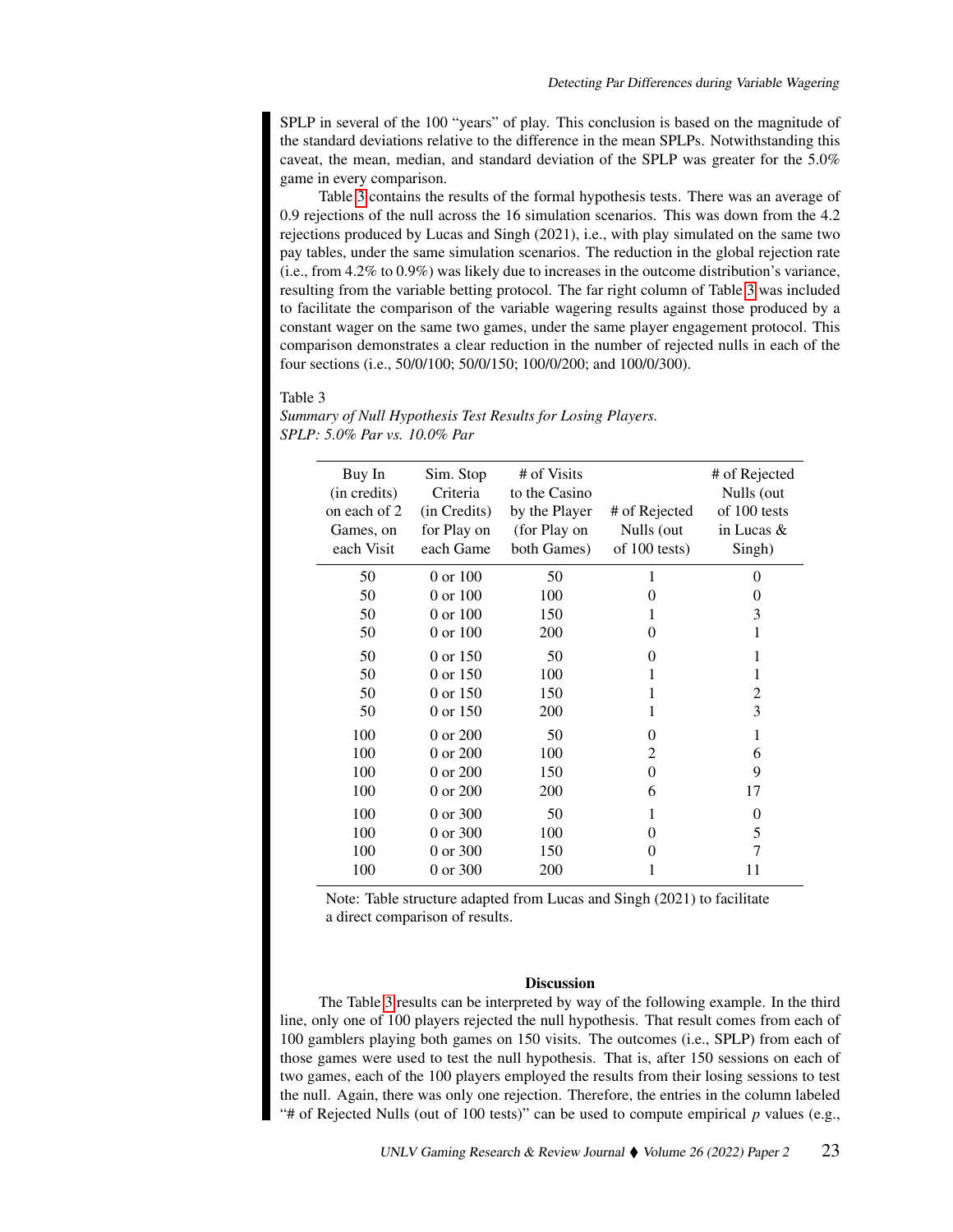SPLP in several of the 100 "years" of play. This conclusion is based on the magnitude of the standard deviations relative to the difference in the mean SPLPs. Notwithstanding this caveat, the mean, median, and standard deviation of the SPLP was greater for the 5.0% game in every comparison.

Table 3 contains the results of the formal hypothesis tests. There was an average of 0.9 rejections of the null across the 16 simulation scenarios. This was down from the 4.2 rejections produced by Lucas and Singh (2021), i.e., with play simulated on the same two pay tables, under the same simulation scenarios. The reduction in the global rejection rate (i.e., from 4.2% to 0.9%) was likely due to increases in the outcome distribution's variance, resulting from the variable betting protocol. The far right column of Table 3 was included to facilitate the comparison of the variable wagering results against those produced by a constant wager on the same two games, under the same player engagement protocol. This comparison demonstrates a clear reduction in the number of rejected nulls in each of the four sections (i.e., 50/0/100; 50/0/150; 100/0/200; and 100/0/300).

Table 3
*Summary of Null Hypothesis Test Results for Losing Players.*
*SPLP: 5.0% Par vs. 10.0% Par*

| Buy In (in credits) on each of 2 Games, on each Visit | Sim. Stop Criteria (in Credits) for Play on each Game | # of Visits to the Casino by the Player (for Play on both Games) | # of Rejected Nulls (out of 100 tests) | # of Rejected Nulls (out of 100 tests in Lucas & Singh) |
|---|---|---|---|---|
| 50 | 0 or 100 | 50 | 1 | 0 |
| 50 | 0 or 100 | 100 | 0 | 0 |
| 50 | 0 or 100 | 150 | 1 | 3 |
| 50 | 0 or 100 | 200 | 0 | 1 |
| 50 | 0 or 150 | 50 | 0 | 1 |
| 50 | 0 or 150 | 100 | 1 | 1 |
| 50 | 0 or 150 | 150 | 1 | 2 |
| 50 | 0 or 150 | 200 | 1 | 3 |
| 100 | 0 or 200 | 50 | 0 | 1 |
| 100 | 0 or 200 | 100 | 2 | 6 |
| 100 | 0 or 200 | 150 | 0 | 9 |
| 100 | 0 or 200 | 200 | 6 | 17 |
| 100 | 0 or 300 | 50 | 1 | 0 |
| 100 | 0 or 300 | 100 | 0 | 5 |
| 100 | 0 or 300 | 150 | 0 | 7 |
| 100 | 0 or 300 | 200 | 1 | 11 |

Note: Table structure adapted from Lucas and Singh (2021) to facilitate a direct comparison of results.

## Discussion

The Table 3 results can be interpreted by way of the following example. In the third line, only one of 100 players rejected the null hypothesis. That result comes from each of 100 gamblers playing both games on 150 visits. The outcomes (i.e., SPLP) from each of those games were used to test the null hypothesis. That is, after 150 sessions on each of two games, each of the 100 players employed the results from their losing sessions to test the null. Again, there was only one rejection. Therefore, the entries in the column labeled "# of Rejected Nulls (out of 100 tests)" can be used to compute empirical $p$ values (e.g.,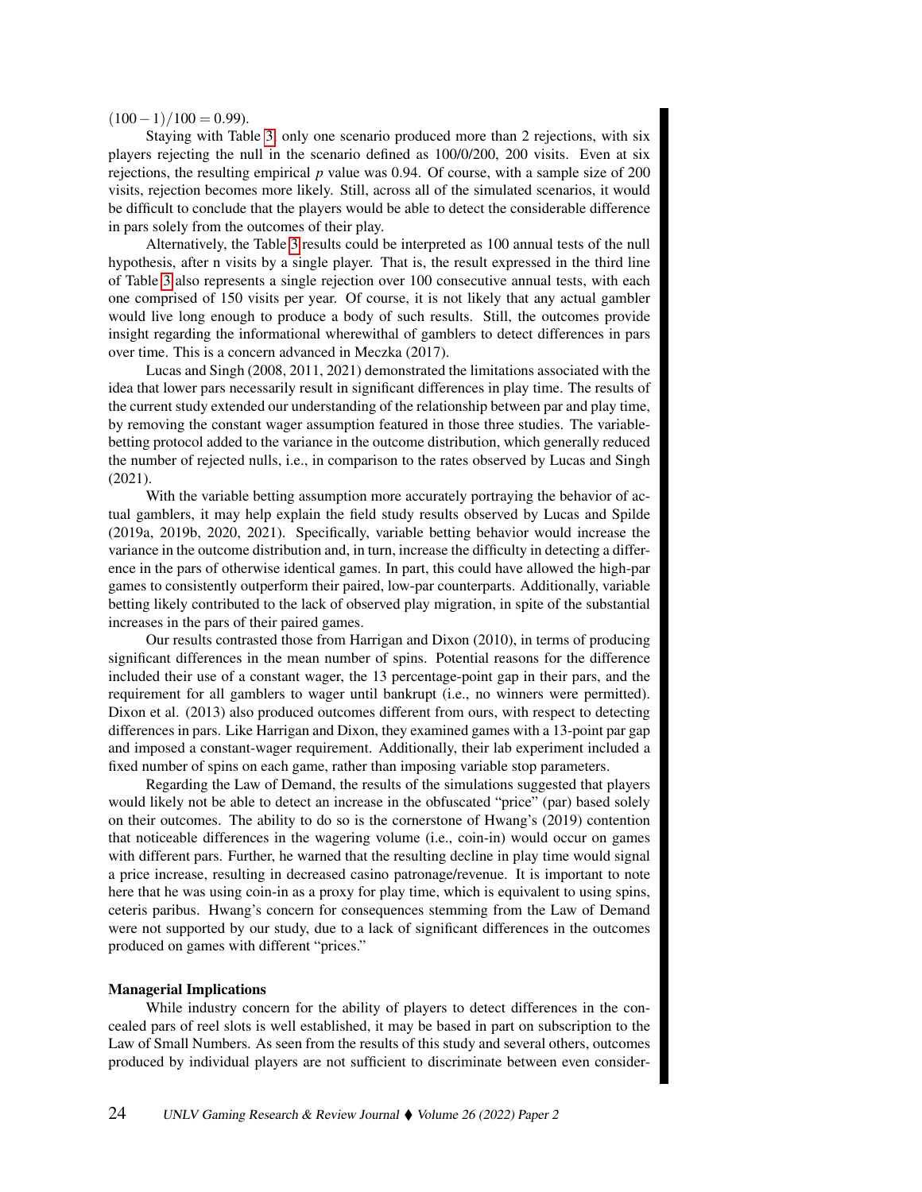$(100-1)/100 = 0.99$).

Staying with Table 3, only one scenario produced more than 2 rejections, with six players rejecting the null in the scenario defined as 100/0/200, 200 visits. Even at six rejections, the resulting empirical $p$ value was 0.94. Of course, with a sample size of 200 visits, rejection becomes more likely. Still, across all of the simulated scenarios, it would be difficult to conclude that the players would be able to detect the considerable difference in pars solely from the outcomes of their play.

Alternatively, the Table 3 results could be interpreted as 100 annual tests of the null hypothesis, after n visits by a single player. That is, the result expressed in the third line of Table 3 also represents a single rejection over 100 consecutive annual tests, with each one comprised of 150 visits per year. Of course, it is not likely that any actual gambler would live long enough to produce a body of such results. Still, the outcomes provide insight regarding the informational wherewithal of gamblers to detect differences in pars over time. This is a concern advanced in Meczka (2017).

Lucas and Singh (2008, 2011, 2021) demonstrated the limitations associated with the idea that lower pars necessarily result in significant differences in play time. The results of the current study extended our understanding of the relationship between par and play time, by removing the constant wager assumption featured in those three studies. The variable-betting protocol added to the variance in the outcome distribution, which generally reduced the number of rejected nulls, i.e., in comparison to the rates observed by Lucas and Singh (2021).

With the variable betting assumption more accurately portraying the behavior of actual gamblers, it may help explain the field study results observed by Lucas and Spilde (2019a, 2019b, 2020, 2021). Specifically, variable betting behavior would increase the variance in the outcome distribution and, in turn, increase the difficulty in detecting a difference in the pars of otherwise identical games. In part, this could have allowed the high-par games to consistently outperform their paired, low-par counterparts. Additionally, variable betting likely contributed to the lack of observed play migration, in spite of the substantial increases in the pars of their paired games.

Our results contrasted those from Harrigan and Dixon (2010), in terms of producing significant differences in the mean number of spins. Potential reasons for the difference included their use of a constant wager, the 13 percentage-point gap in their pars, and the requirement for all gamblers to wager until bankrupt (i.e., no winners were permitted). Dixon et al. (2013) also produced outcomes different from ours, with respect to detecting differences in pars. Like Harrigan and Dixon, they examined games with a 13-point par gap and imposed a constant-wager requirement. Additionally, their lab experiment included a fixed number of spins on each game, rather than imposing variable stop parameters.

Regarding the Law of Demand, the results of the simulations suggested that players would likely not be able to detect an increase in the obfuscated "price" (par) based solely on their outcomes. The ability to do so is the cornerstone of Hwang's (2019) contention that noticeable differences in the wagering volume (i.e., coin-in) would occur on games with different pars. Further, he warned that the resulting decline in play time would signal a price increase, resulting in decreased casino patronage/revenue. It is important to note here that he was using coin-in as a proxy for play time, which is equivalent to using spins, ceteris paribus. Hwang's concern for consequences stemming from the Law of Demand were not supported by our study, due to a lack of significant differences in the outcomes produced on games with different "prices."

### Managerial Implications

While industry concern for the ability of players to detect differences in the concealed pars of reel slots is well established, it may be based in part on subscription to the Law of Small Numbers. As seen from the results of this study and several others, outcomes produced by individual players are not sufficient to discriminate between even consider-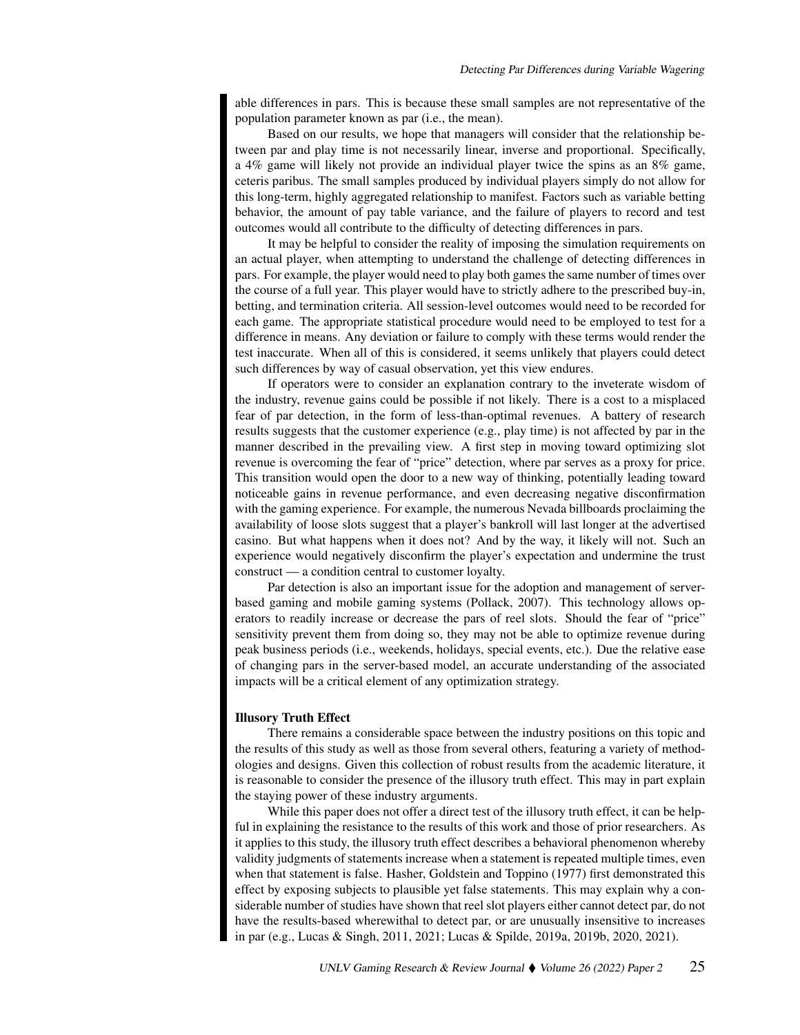able differences in pars. This is because these small samples are not representative of the population parameter known as par (i.e., the mean).

Based on our results, we hope that managers will consider that the relationship between par and play time is not necessarily linear, inverse and proportional. Specifically, a 4% game will likely not provide an individual player twice the spins as an 8% game, ceteris paribus. The small samples produced by individual players simply do not allow for this long-term, highly aggregated relationship to manifest. Factors such as variable betting behavior, the amount of pay table variance, and the failure of players to record and test outcomes would all contribute to the difficulty of detecting differences in pars.

It may be helpful to consider the reality of imposing the simulation requirements on an actual player, when attempting to understand the challenge of detecting differences in pars. For example, the player would need to play both games the same number of times over the course of a full year. This player would have to strictly adhere to the prescribed buy-in, betting, and termination criteria. All session-level outcomes would need to be recorded for each game. The appropriate statistical procedure would need to be employed to test for a difference in means. Any deviation or failure to comply with these terms would render the test inaccurate. When all of this is considered, it seems unlikely that players could detect such differences by way of casual observation, yet this view endures.

If operators were to consider an explanation contrary to the inveterate wisdom of the industry, revenue gains could be possible if not likely. There is a cost to a misplaced fear of par detection, in the form of less-than-optimal revenues. A battery of research results suggests that the customer experience (e.g., play time) is not affected by par in the manner described in the prevailing view. A first step in moving toward optimizing slot revenue is overcoming the fear of "price" detection, where par serves as a proxy for price. This transition would open the door to a new way of thinking, potentially leading toward noticeable gains in revenue performance, and even decreasing negative disconfirmation with the gaming experience. For example, the numerous Nevada billboards proclaiming the availability of loose slots suggest that a player's bankroll will last longer at the advertised casino. But what happens when it does not? And by the way, it likely will not. Such an experience would negatively disconfirm the player's expectation and undermine the trust construct — a condition central to customer loyalty.

Par detection is also an important issue for the adoption and management of server-based gaming and mobile gaming systems (Pollack, 2007). This technology allows operators to readily increase or decrease the pars of reel slots. Should the fear of "price" sensitivity prevent them from doing so, they may not be able to optimize revenue during peak business periods (i.e., weekends, holidays, special events, etc.). Due the relative ease of changing pars in the server-based model, an accurate understanding of the associated impacts will be a critical element of any optimization strategy.

**Illusory Truth Effect**

There remains a considerable space between the industry positions on this topic and the results of this study as well as those from several others, featuring a variety of methodologies and designs. Given this collection of robust results from the academic literature, it is reasonable to consider the presence of the illusory truth effect. This may in part explain the staying power of these industry arguments.

While this paper does not offer a direct test of the illusory truth effect, it can be helpful in explaining the resistance to the results of this work and those of prior researchers. As it applies to this study, the illusory truth effect describes a behavioral phenomenon whereby validity judgments of statements increase when a statement is repeated multiple times, even when that statement is false. Hasher, Goldstein and Toppino (1977) first demonstrated this effect by exposing subjects to plausible yet false statements. This may explain why a considerable number of studies have shown that reel slot players either cannot detect par, do not have the results-based wherewithal to detect par, or are unusually insensitive to increases in par (e.g., Lucas & Singh, 2011, 2021; Lucas & Spilde, 2019a, 2019b, 2020, 2021).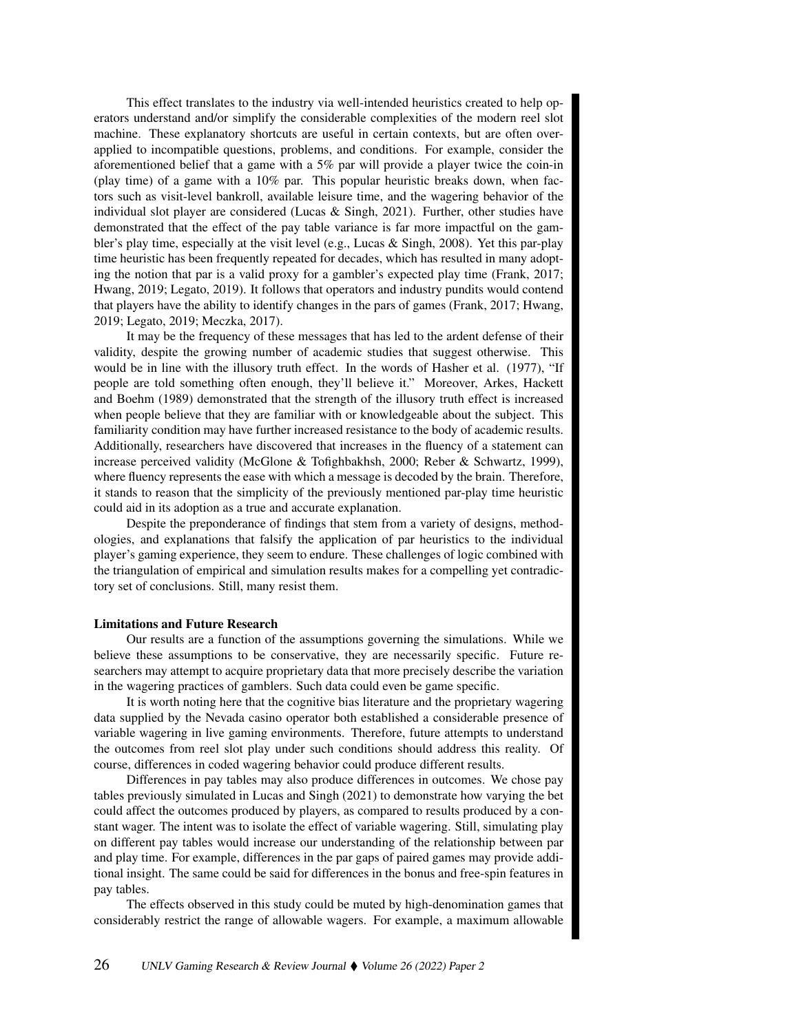This effect translates to the industry via well-intended heuristics created to help operators understand and/or simplify the considerable complexities of the modern reel slot machine. These explanatory shortcuts are useful in certain contexts, but are often overapplied to incompatible questions, problems, and conditions. For example, consider the aforementioned belief that a game with a 5% par will provide a player twice the coin-in (play time) of a game with a 10% par. This popular heuristic breaks down, when factors such as visit-level bankroll, available leisure time, and the wagering behavior of the individual slot player are considered (Lucas & Singh, 2021). Further, other studies have demonstrated that the effect of the pay table variance is far more impactful on the gambler's play time, especially at the visit level (e.g., Lucas & Singh, 2008). Yet this par-play time heuristic has been frequently repeated for decades, which has resulted in many adopting the notion that par is a valid proxy for a gambler's expected play time (Frank, 2017; Hwang, 2019; Legato, 2019). It follows that operators and industry pundits would contend that players have the ability to identify changes in the pars of games (Frank, 2017; Hwang, 2019; Legato, 2019; Meczka, 2017).

It may be the frequency of these messages that has led to the ardent defense of their validity, despite the growing number of academic studies that suggest otherwise. This would be in line with the illusory truth effect. In the words of Hasher et al. (1977), "If people are told something often enough, they'll believe it." Moreover, Arkes, Hackett and Boehm (1989) demonstrated that the strength of the illusory truth effect is increased when people believe that they are familiar with or knowledgeable about the subject. This familiarity condition may have further increased resistance to the body of academic results. Additionally, researchers have discovered that increases in the fluency of a statement can increase perceived validity (McGlone & Tofighbakhsh, 2000; Reber & Schwartz, 1999), where fluency represents the ease with which a message is decoded by the brain. Therefore, it stands to reason that the simplicity of the previously mentioned par-play time heuristic could aid in its adoption as a true and accurate explanation.

Despite the preponderance of findings that stem from a variety of designs, methodologies, and explanations that falsify the application of par heuristics to the individual player's gaming experience, they seem to endure. These challenges of logic combined with the triangulation of empirical and simulation results makes for a compelling yet contradictory set of conclusions. Still, many resist them.

## Limitations and Future Research

Our results are a function of the assumptions governing the simulations. While we believe these assumptions to be conservative, they are necessarily specific. Future researchers may attempt to acquire proprietary data that more precisely describe the variation in the wagering practices of gamblers. Such data could even be game specific.

It is worth noting here that the cognitive bias literature and the proprietary wagering data supplied by the Nevada casino operator both established a considerable presence of variable wagering in live gaming environments. Therefore, future attempts to understand the outcomes from reel slot play under such conditions should address this reality. Of course, differences in coded wagering behavior could produce different results.

Differences in pay tables may also produce differences in outcomes. We chose pay tables previously simulated in Lucas and Singh (2021) to demonstrate how varying the bet could affect the outcomes produced by players, as compared to results produced by a constant wager. The intent was to isolate the effect of variable wagering. Still, simulating play on different pay tables would increase our understanding of the relationship between par and play time. For example, differences in the par gaps of paired games may provide additional insight. The same could be said for differences in the bonus and free-spin features in pay tables.

The effects observed in this study could be muted by high-denomination games that considerably restrict the range of allowable wagers. For example, a maximum allowable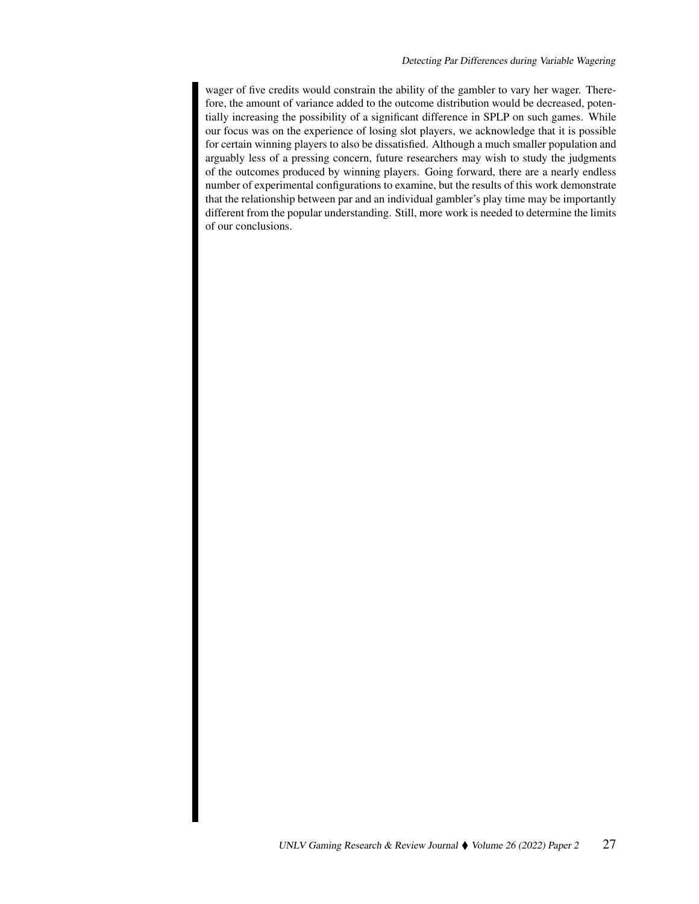wager of five credits would constrain the ability of the gambler to vary her wager. Therefore, the amount of variance added to the outcome distribution would be decreased, potentially increasing the possibility of a significant difference in SPLP on such games. While our focus was on the experience of losing slot players, we acknowledge that it is possible for certain winning players to also be dissatisfied. Although a much smaller population and arguably less of a pressing concern, future researchers may wish to study the judgments of the outcomes produced by winning players. Going forward, there are a nearly endless number of experimental configurations to examine, but the results of this work demonstrate that the relationship between par and an individual gambler's play time may be importantly different from the popular understanding. Still, more work is needed to determine the limits of our conclusions.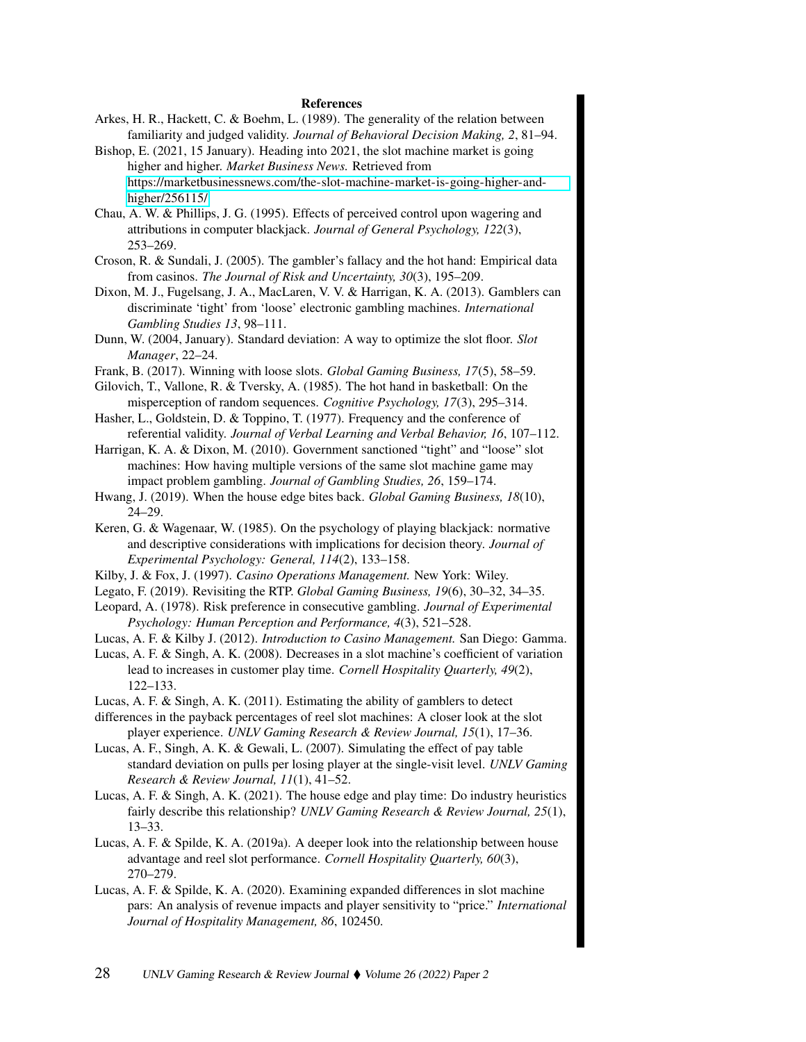## References

Arkes, H. R., Hackett, C. & Boehm, L. (1989). The generality of the relation between familiarity and judged validity. *Journal of Behavioral Decision Making, 2*, 81–94.

Bishop, E. (2021, 15 January). Heading into 2021, the slot machine market is going higher and higher. *Market Business News.* Retrieved from https://marketbusinessnews.com/the-slot-machine-market-is-going-higher-and-higher/256115/

Chau, A. W. & Phillips, J. G. (1995). Effects of perceived control upon wagering and attributions in computer blackjack. *Journal of General Psychology, 122*(3), 253–269.

Croson, R. & Sundali, J. (2005). The gambler's fallacy and the hot hand: Empirical data from casinos. *The Journal of Risk and Uncertainty, 30*(3), 195–209.

Dixon, M. J., Fugelsang, J. A., MacLaren, V. V. & Harrigan, K. A. (2013). Gamblers can discriminate 'tight' from 'loose' electronic gambling machines. *International Gambling Studies 13*, 98–111.

Dunn, W. (2004, January). Standard deviation: A way to optimize the slot floor. *Slot Manager*, 22–24.

Frank, B. (2017). Winning with loose slots. *Global Gaming Business, 17*(5), 58–59.

Gilovich, T., Vallone, R. & Tversky, A. (1985). The hot hand in basketball: On the misperception of random sequences. *Cognitive Psychology, 17*(3), 295–314.

Hasher, L., Goldstein, D. & Toppino, T. (1977). Frequency and the conference of referential validity. *Journal of Verbal Learning and Verbal Behavior, 16*, 107–112.

Harrigan, K. A. & Dixon, M. (2010). Government sanctioned "tight" and "loose" slot machines: How having multiple versions of the same slot machine game may impact problem gambling. *Journal of Gambling Studies, 26*, 159–174.

Hwang, J. (2019). When the house edge bites back. *Global Gaming Business, 18*(10), 24–29.

Keren, G. & Wagenaar, W. (1985). On the psychology of playing blackjack: normative and descriptive considerations with implications for decision theory. *Journal of Experimental Psychology: General, 114*(2), 133–158.

Kilby, J. & Fox, J. (1997). *Casino Operations Management.* New York: Wiley.

Legato, F. (2019). Revisiting the RTP. *Global Gaming Business, 19*(6), 30–32, 34–35.

Leopard, A. (1978). Risk preference in consecutive gambling. *Journal of Experimental Psychology: Human Perception and Performance, 4*(3), 521–528.

Lucas, A. F. & Kilby J. (2012). *Introduction to Casino Management.* San Diego: Gamma.

Lucas, A. F. & Singh, A. K. (2008). Decreases in a slot machine's coefficient of variation lead to increases in customer play time. *Cornell Hospitality Quarterly, 49*(2), 122–133.

Lucas, A. F. & Singh, A. K. (2011). Estimating the ability of gamblers to detect differences in the payback percentages of reel slot machines: A closer look at the slot player experience. *UNLV Gaming Research & Review Journal, 15*(1), 17–36.

Lucas, A. F., Singh, A. K. & Gewali, L. (2007). Simulating the effect of pay table standard deviation on pulls per losing player at the single-visit level. *UNLV Gaming Research & Review Journal, 11*(1), 41–52.

Lucas, A. F. & Singh, A. K. (2021). The house edge and play time: Do industry heuristics fairly describe this relationship? *UNLV Gaming Research & Review Journal, 25*(1), 13–33.

Lucas, A. F. & Spilde, K. A. (2019a). A deeper look into the relationship between house advantage and reel slot performance. *Cornell Hospitality Quarterly, 60*(3), 270–279.

Lucas, A. F. & Spilde, K. A. (2020). Examining expanded differences in slot machine pars: An analysis of revenue impacts and player sensitivity to "price." *International Journal of Hospitality Management, 86*, 102450.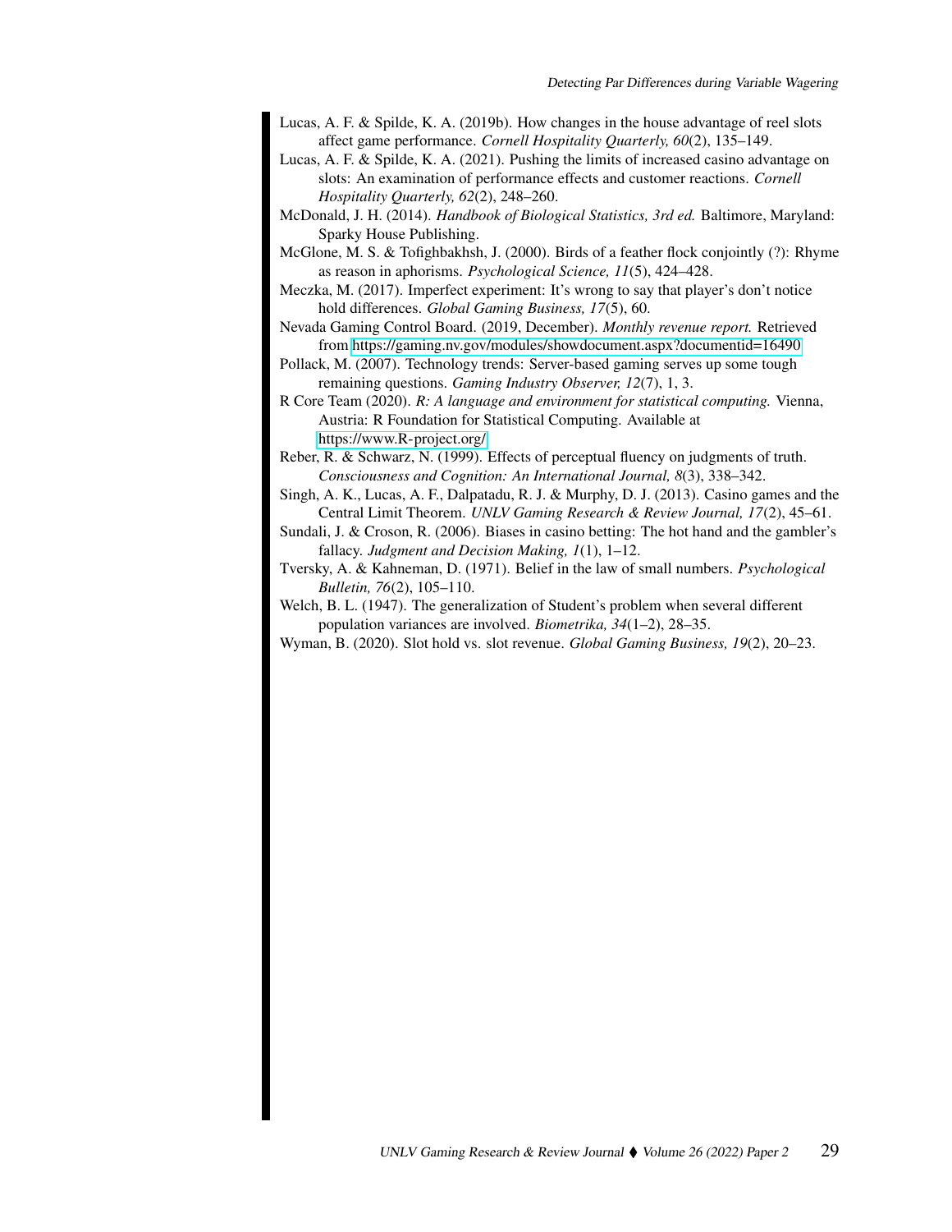Lucas, A. F. & Spilde, K. A. (2019b). How changes in the house advantage of reel slots affect game performance. *Cornell Hospitality Quarterly, 60*(2), 135–149.

Lucas, A. F. & Spilde, K. A. (2021). Pushing the limits of increased casino advantage on slots: An examination of performance effects and customer reactions. *Cornell Hospitality Quarterly, 62*(2), 248–260.

McDonald, J. H. (2014). *Handbook of Biological Statistics, 3rd ed.* Baltimore, Maryland: Sparky House Publishing.

McGlone, M. S. & Tofighbakhsh, J. (2000). Birds of a feather flock conjointly (?): Rhyme as reason in aphorisms. *Psychological Science, 11*(5), 424–428.

Meczka, M. (2017). Imperfect experiment: It's wrong to say that player's don't notice hold differences. *Global Gaming Business, 17*(5), 60.

Nevada Gaming Control Board. (2019, December). *Monthly revenue report.* Retrieved from https://gaming.nv.gov/modules/showdocument.aspx?documentid=16490

Pollack, M. (2007). Technology trends: Server-based gaming serves up some tough remaining questions. *Gaming Industry Observer, 12*(7), 1, 3.

R Core Team (2020). *R: A language and environment for statistical computing.* Vienna, Austria: R Foundation for Statistical Computing. Available at https://www.R-project.org/

Reber, R. & Schwarz, N. (1999). Effects of perceptual fluency on judgments of truth. *Consciousness and Cognition: An International Journal, 8*(3), 338–342.

Singh, A. K., Lucas, A. F., Dalpatadu, R. J. & Murphy, D. J. (2013). Casino games and the Central Limit Theorem. *UNLV Gaming Research & Review Journal, 17*(2), 45–61.

Sundali, J. & Croson, R. (2006). Biases in casino betting: The hot hand and the gambler's fallacy. *Judgment and Decision Making, 1*(1), 1–12.

Tversky, A. & Kahneman, D. (1971). Belief in the law of small numbers. *Psychological Bulletin, 76*(2), 105–110.

Welch, B. L. (1947). The generalization of Student's problem when several different population variances are involved. *Biometrika, 34*(1–2), 28–35.

Wyman, B. (2020). Slot hold vs. slot revenue. *Global Gaming Business, 19*(2), 20–23.